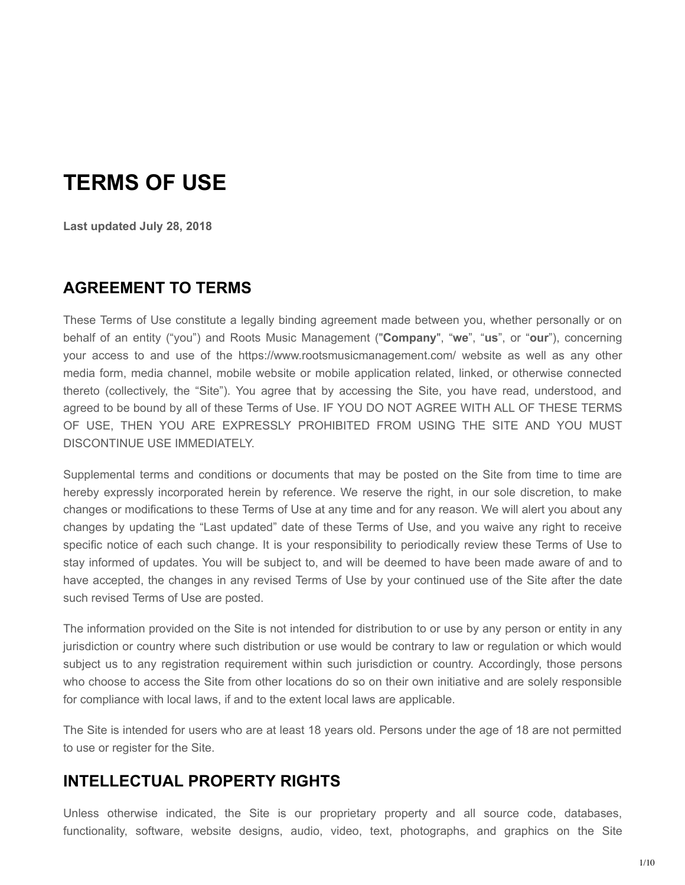# TERMS OF USE

**Last updated July 28, 2018**

## AGREEMENT TO TERMS

These Terms of Use constitute a legally binding agreement made between you, whether personally or on behalf of an entity (“you”) and Roots Music Management ("**Company**", “**we**”, “**us**”, or “**our**”), concerning your access to and use of the https://www.rootsmusicmanagement.com/ website as well as any other media form, media channel, mobile website or mobile application related, linked, or otherwise connected thereto (collectively, the “Site”). You agree that by accessing the Site, you have read, understood, and agreed to be bound by all of these Terms of Use. IF YOU DO NOT AGREE WITH ALL OF THESE TERMS OF USE, THEN YOU ARE EXPRESSLY PROHIBITED FROM USING THE SITE AND YOU MUST DISCONTINUE USE IMMEDIATELY.

Supplemental terms and conditions or documents that may be posted on the Site from time to time are hereby expressly incorporated herein by reference. We reserve the right, in our sole discretion, to make changes or modifications to these Terms of Use at any time and for any reason. We will alert you about any changes by updating the “Last updated” date of these Terms of Use, and you waive any right to receive specific notice of each such change. It is your responsibility to periodically review these Terms of Use to stay informed of updates. You will be subject to, and will be deemed to have been made aware of and to have accepted, the changes in any revised Terms of Use by your continued use of the Site after the date such revised Terms of Use are posted.

The information provided on the Site is not intended for distribution to or use by any person or entity in any jurisdiction or country where such distribution or use would be contrary to law or regulation or which would subject us to any registration requirement within such jurisdiction or country. Accordingly, those persons who choose to access the Site from other locations do so on their own initiative and are solely responsible for compliance with local laws, if and to the extent local laws are applicable.

The Site is intended for users who are at least 18 years old. Persons under the age of 18 are not permitted to use or register for the Site.

## INTELLECTUAL PROPERTY RIGHTS

Unless otherwise indicated, the Site is our proprietary property and all source code, databases, functionality, software, website designs, audio, video, text, photographs, and graphics on the Site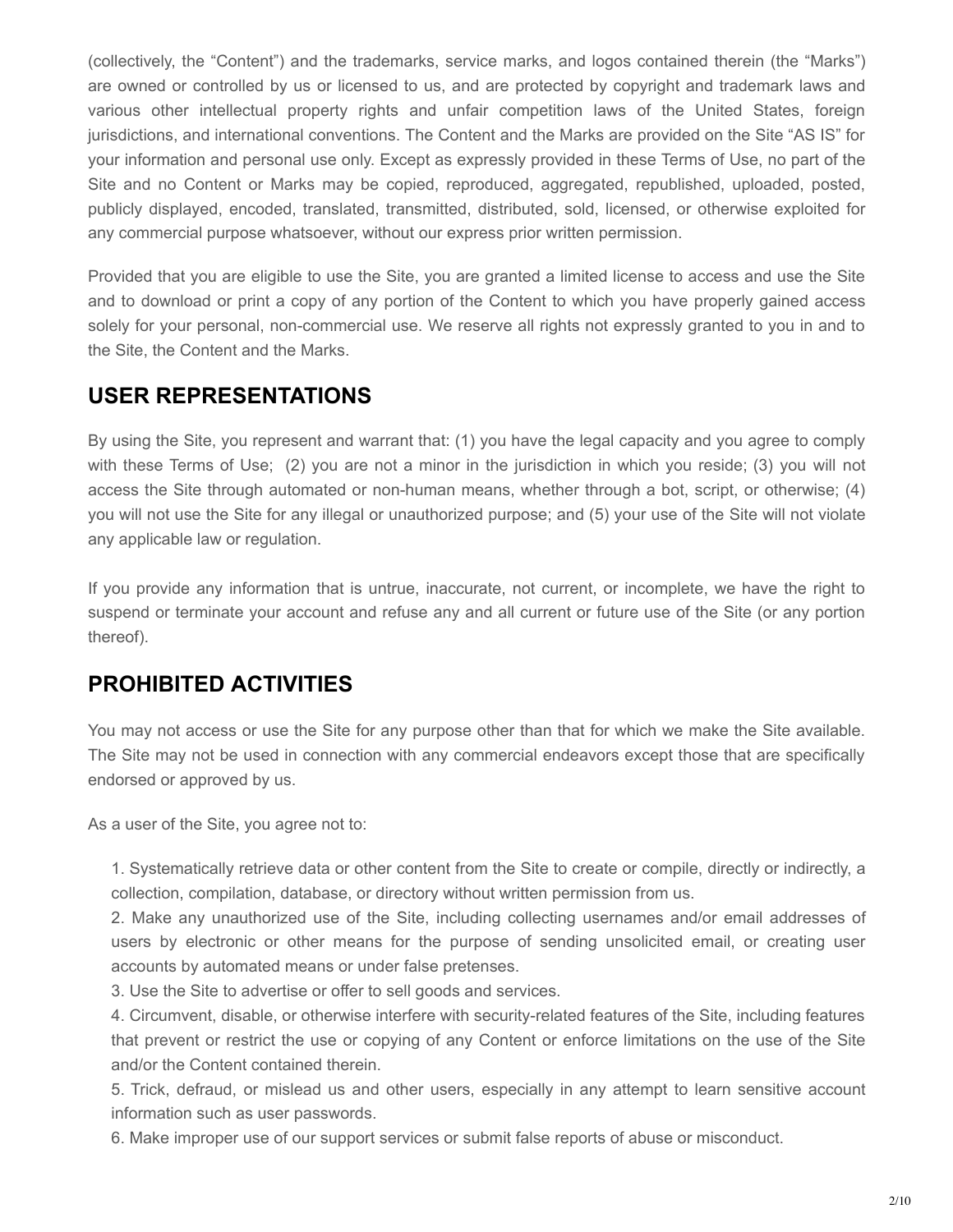(collectively, the "Content") and the trademarks, service marks, and logos contained therein (the "Marks") are owned or controlled by us or licensed to us, and are protected by copyright and trademark laws and various other intellectual property rights and unfair competition laws of the United States, foreign jurisdictions, and international conventions. The Content and the Marks are provided on the Site "AS IS" for your information and personal use only. Except as expressly provided in these Terms of Use, no part of the Site and no Content or Marks may be copied, reproduced, aggregated, republished, uploaded, posted, publicly displayed, encoded, translated, transmitted, distributed, sold, licensed, or otherwise exploited for any commercial purpose whatsoever, without our express prior written permission.

Provided that you are eligible to use the Site, you are granted a limited license to access and use the Site and to download or print a copy of any portion of the Content to which you have properly gained access solely for your personal, non-commercial use. We reserve all rights not expressly granted to you in and to the Site, the Content and the Marks.

## USER REPRESENTATIONS

By using the Site, you represent and warrant that: (1) you have the legal capacity and you agree to comply with these Terms of Use; (2) you are not a minor in the jurisdiction in which you reside; (3) you will not access the Site through automated or non-human means, whether through a bot, script, or otherwise; (4) you will not use the Site for any illegal or unauthorized purpose; and (5) your use of the Site will not violate any applicable law or regulation.

If you provide any information that is untrue, inaccurate, not current, or incomplete, we have the right to suspend or terminate your account and refuse any and all current or future use of the Site (or any portion thereof).

## PROHIBITED ACTIVITIES

You may not access or use the Site for any purpose other than that for which we make the Site available. The Site may not be used in connection with any commercial endeavors except those that are specifically endorsed or approved by us.

As a user of the Site, you agree not to:

1. Systematically retrieve data or other content from the Site to create or compile, directly or indirectly, a collection, compilation, database, or directory without written permission from us.
2. Make any unauthorized use of the Site, including collecting usernames and/or email addresses of users by electronic or other means for the purpose of sending unsolicited email, or creating user accounts by automated means or under false pretenses.
3. Use the Site to advertise or offer to sell goods and services.
4. Circumvent, disable, or otherwise interfere with security-related features of the Site, including features that prevent or restrict the use or copying of any Content or enforce limitations on the use of the Site and/or the Content contained therein.
5. Trick, defraud, or mislead us and other users, especially in any attempt to learn sensitive account information such as user passwords.
6. Make improper use of our support services or submit false reports of abuse or misconduct.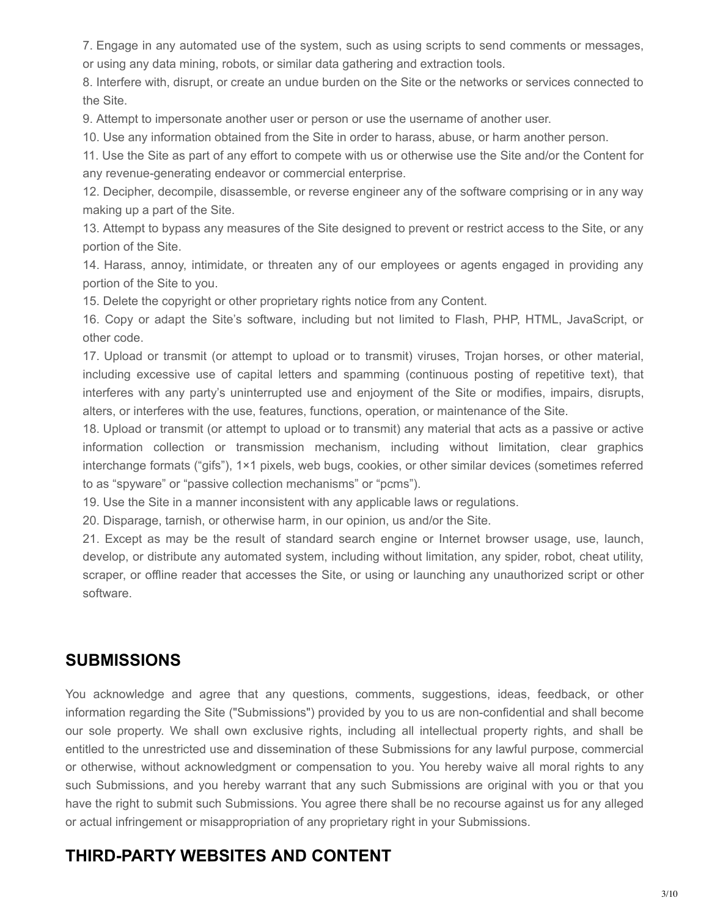7. Engage in any automated use of the system, such as using scripts to send comments or messages, or using any data mining, robots, or similar data gathering and extraction tools.
8. Interfere with, disrupt, or create an undue burden on the Site or the networks or services connected to the Site.
9. Attempt to impersonate another user or person or use the username of another user.
10. Use any information obtained from the Site in order to harass, abuse, or harm another person.
11. Use the Site as part of any effort to compete with us or otherwise use the Site and/or the Content for any revenue-generating endeavor or commercial enterprise.
12. Decipher, decompile, disassemble, or reverse engineer any of the software comprising or in any way making up a part of the Site.
13. Attempt to bypass any measures of the Site designed to prevent or restrict access to the Site, or any portion of the Site.
14. Harass, annoy, intimidate, or threaten any of our employees or agents engaged in providing any portion of the Site to you.
15. Delete the copyright or other proprietary rights notice from any Content.
16. Copy or adapt the Site's software, including but not limited to Flash, PHP, HTML, JavaScript, or other code.
17. Upload or transmit (or attempt to upload or to transmit) viruses, Trojan horses, or other material, including excessive use of capital letters and spamming (continuous posting of repetitive text), that interferes with any party's uninterrupted use and enjoyment of the Site or modifies, impairs, disrupts, alters, or interferes with the use, features, functions, operation, or maintenance of the Site.
18. Upload or transmit (or attempt to upload or to transmit) any material that acts as a passive or active information collection or transmission mechanism, including without limitation, clear graphics interchange formats ("gifs"), 1×1 pixels, web bugs, cookies, or other similar devices (sometimes referred to as "spyware" or "passive collection mechanisms" or "pcms").
19. Use the Site in a manner inconsistent with any applicable laws or regulations.
20. Disparage, tarnish, or otherwise harm, in our opinion, us and/or the Site.
21. Except as may be the result of standard search engine or Internet browser usage, use, launch, develop, or distribute any automated system, including without limitation, any spider, robot, cheat utility, scraper, or offline reader that accesses the Site, or using or launching any unauthorized script or other software.

## SUBMISSIONS

You acknowledge and agree that any questions, comments, suggestions, ideas, feedback, or other information regarding the Site ("Submissions") provided by you to us are non-confidential and shall become our sole property. We shall own exclusive rights, including all intellectual property rights, and shall be entitled to the unrestricted use and dissemination of these Submissions for any lawful purpose, commercial or otherwise, without acknowledgment or compensation to you. You hereby waive all moral rights to any such Submissions, and you hereby warrant that any such Submissions are original with you or that you have the right to submit such Submissions. You agree there shall be no recourse against us for any alleged or actual infringement or misappropriation of any proprietary right in your Submissions.

## THIRD-PARTY WEBSITES AND CONTENT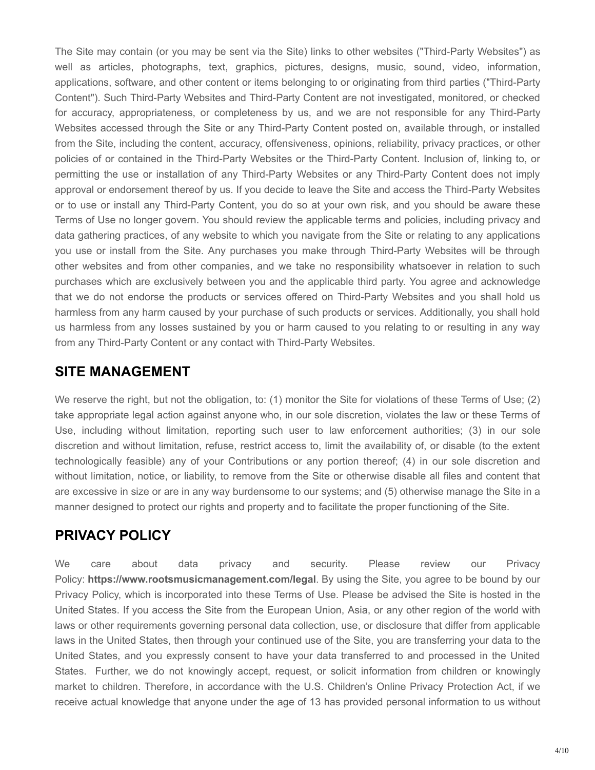The Site may contain (or you may be sent via the Site) links to other websites ("Third-Party Websites") as well as articles, photographs, text, graphics, pictures, designs, music, sound, video, information, applications, software, and other content or items belonging to or originating from third parties ("Third-Party Content"). Such Third-Party Websites and Third-Party Content are not investigated, monitored, or checked for accuracy, appropriateness, or completeness by us, and we are not responsible for any Third-Party Websites accessed through the Site or any Third-Party Content posted on, available through, or installed from the Site, including the content, accuracy, offensiveness, opinions, reliability, privacy practices, or other policies of or contained in the Third-Party Websites or the Third-Party Content. Inclusion of, linking to, or permitting the use or installation of any Third-Party Websites or any Third-Party Content does not imply approval or endorsement thereof by us. If you decide to leave the Site and access the Third-Party Websites or to use or install any Third-Party Content, you do so at your own risk, and you should be aware these Terms of Use no longer govern. You should review the applicable terms and policies, including privacy and data gathering practices, of any website to which you navigate from the Site or relating to any applications you use or install from the Site. Any purchases you make through Third-Party Websites will be through other websites and from other companies, and we take no responsibility whatsoever in relation to such purchases which are exclusively between you and the applicable third party. You agree and acknowledge that we do not endorse the products or services offered on Third-Party Websites and you shall hold us harmless from any harm caused by your purchase of such products or services. Additionally, you shall hold us harmless from any losses sustained by you or harm caused to you relating to or resulting in any way from any Third-Party Content or any contact with Third-Party Websites.

## SITE MANAGEMENT

We reserve the right, but not the obligation, to: (1) monitor the Site for violations of these Terms of Use; (2) take appropriate legal action against anyone who, in our sole discretion, violates the law or these Terms of Use, including without limitation, reporting such user to law enforcement authorities; (3) in our sole discretion and without limitation, refuse, restrict access to, limit the availability of, or disable (to the extent technologically feasible) any of your Contributions or any portion thereof; (4) in our sole discretion and without limitation, notice, or liability, to remove from the Site or otherwise disable all files and content that are excessive in size or are in any way burdensome to our systems; and (5) otherwise manage the Site in a manner designed to protect our rights and property and to facilitate the proper functioning of the Site.

## PRIVACY POLICY

We care about data privacy and security. Please review our Privacy Policy: **https://www.rootsmusicmanagement.com/legal**. By using the Site, you agree to be bound by our Privacy Policy, which is incorporated into these Terms of Use. Please be advised the Site is hosted in the United States. If you access the Site from the European Union, Asia, or any other region of the world with laws or other requirements governing personal data collection, use, or disclosure that differ from applicable laws in the United States, then through your continued use of the Site, you are transferring your data to the United States, and you expressly consent to have your data transferred to and processed in the United States. Further, we do not knowingly accept, request, or solicit information from children or knowingly market to children. Therefore, in accordance with the U.S. Children's Online Privacy Protection Act, if we receive actual knowledge that anyone under the age of 13 has provided personal information to us without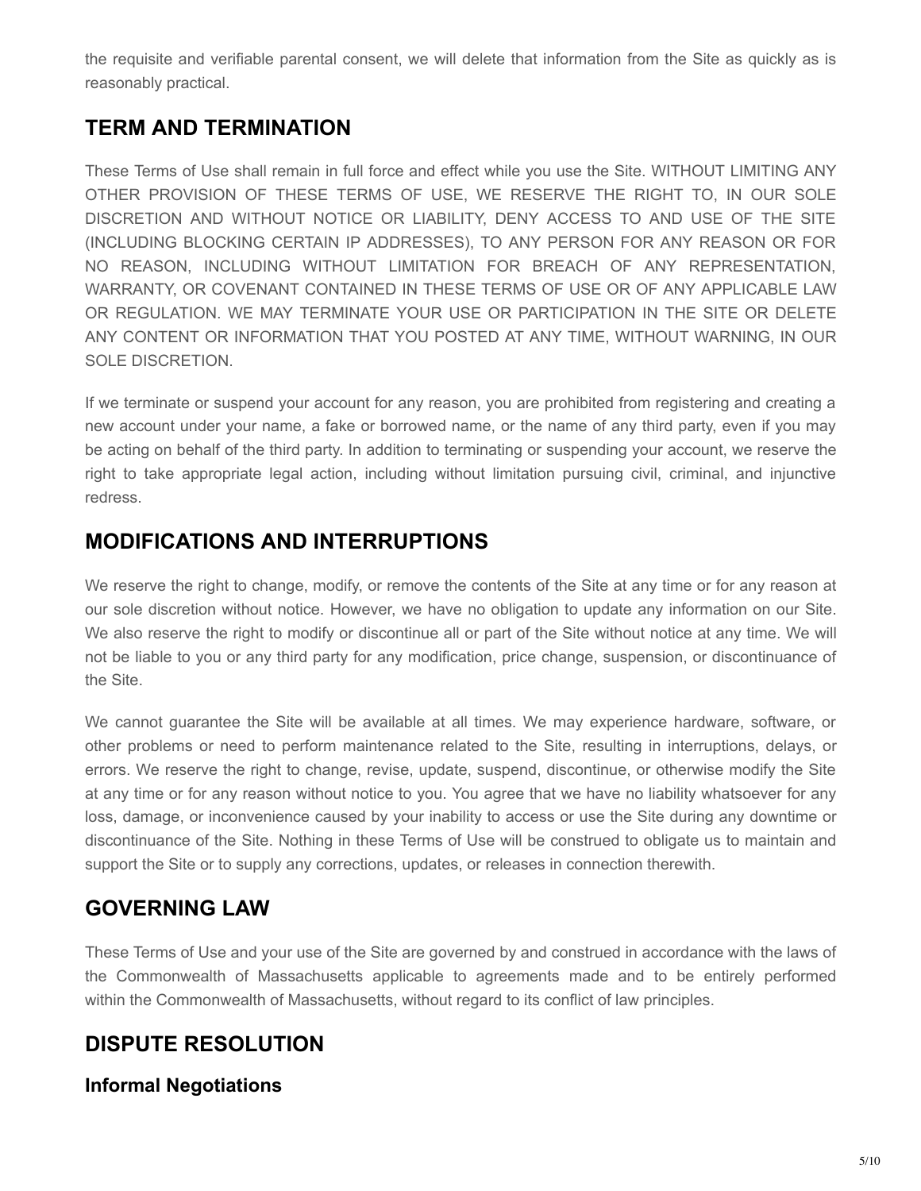the requisite and verifiable parental consent, we will delete that information from the Site as quickly as is reasonably practical.

## TERM AND TERMINATION

These Terms of Use shall remain in full force and effect while you use the Site. WITHOUT LIMITING ANY OTHER PROVISION OF THESE TERMS OF USE, WE RESERVE THE RIGHT TO, IN OUR SOLE DISCRETION AND WITHOUT NOTICE OR LIABILITY, DENY ACCESS TO AND USE OF THE SITE (INCLUDING BLOCKING CERTAIN IP ADDRESSES), TO ANY PERSON FOR ANY REASON OR FOR NO REASON, INCLUDING WITHOUT LIMITATION FOR BREACH OF ANY REPRESENTATION, WARRANTY, OR COVENANT CONTAINED IN THESE TERMS OF USE OR OF ANY APPLICABLE LAW OR REGULATION. WE MAY TERMINATE YOUR USE OR PARTICIPATION IN THE SITE OR DELETE ANY CONTENT OR INFORMATION THAT YOU POSTED AT ANY TIME, WITHOUT WARNING, IN OUR SOLE DISCRETION.

If we terminate or suspend your account for any reason, you are prohibited from registering and creating a new account under your name, a fake or borrowed name, or the name of any third party, even if you may be acting on behalf of the third party. In addition to terminating or suspending your account, we reserve the right to take appropriate legal action, including without limitation pursuing civil, criminal, and injunctive redress.

## MODIFICATIONS AND INTERRUPTIONS

We reserve the right to change, modify, or remove the contents of the Site at any time or for any reason at our sole discretion without notice. However, we have no obligation to update any information on our Site. We also reserve the right to modify or discontinue all or part of the Site without notice at any time. We will not be liable to you or any third party for any modification, price change, suspension, or discontinuance of the Site.

We cannot guarantee the Site will be available at all times. We may experience hardware, software, or other problems or need to perform maintenance related to the Site, resulting in interruptions, delays, or errors. We reserve the right to change, revise, update, suspend, discontinue, or otherwise modify the Site at any time or for any reason without notice to you. You agree that we have no liability whatsoever for any loss, damage, or inconvenience caused by your inability to access or use the Site during any downtime or discontinuance of the Site. Nothing in these Terms of Use will be construed to obligate us to maintain and support the Site or to supply any corrections, updates, or releases in connection therewith.

## GOVERNING LAW

These Terms of Use and your use of the Site are governed by and construed in accordance with the laws of the Commonwealth of Massachusetts applicable to agreements made and to be entirely performed within the Commonwealth of Massachusetts, without regard to its conflict of law principles.

## DISPUTE RESOLUTION

### Informal Negotiations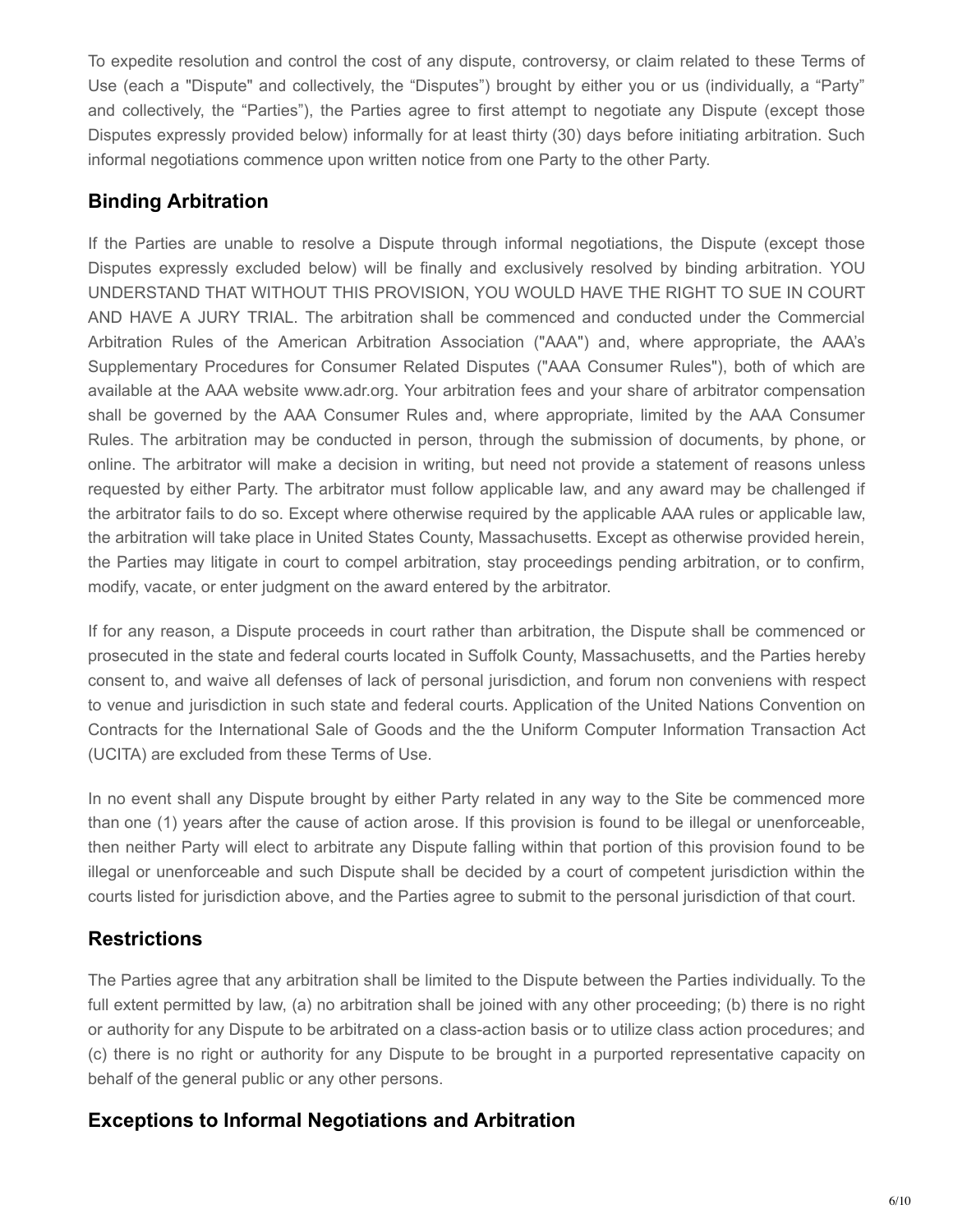To expedite resolution and control the cost of any dispute, controversy, or claim related to these Terms of Use (each a "Dispute" and collectively, the “Disputes”) brought by either you or us (individually, a “Party” and collectively, the “Parties”), the Parties agree to first attempt to negotiate any Dispute (except those Disputes expressly provided below) informally for at least thirty (30) days before initiating arbitration. Such informal negotiations commence upon written notice from one Party to the other Party.

## Binding Arbitration

If the Parties are unable to resolve a Dispute through informal negotiations, the Dispute (except those Disputes expressly excluded below) will be finally and exclusively resolved by binding arbitration. YOU UNDERSTAND THAT WITHOUT THIS PROVISION, YOU WOULD HAVE THE RIGHT TO SUE IN COURT AND HAVE A JURY TRIAL. The arbitration shall be commenced and conducted under the Commercial Arbitration Rules of the American Arbitration Association ("AAA") and, where appropriate, the AAA’s Supplementary Procedures for Consumer Related Disputes ("AAA Consumer Rules"), both of which are available at the AAA website www.adr.org. Your arbitration fees and your share of arbitrator compensation shall be governed by the AAA Consumer Rules and, where appropriate, limited by the AAA Consumer Rules. The arbitration may be conducted in person, through the submission of documents, by phone, or online. The arbitrator will make a decision in writing, but need not provide a statement of reasons unless requested by either Party. The arbitrator must follow applicable law, and any award may be challenged if the arbitrator fails to do so. Except where otherwise required by the applicable AAA rules or applicable law, the arbitration will take place in United States County, Massachusetts. Except as otherwise provided herein, the Parties may litigate in court to compel arbitration, stay proceedings pending arbitration, or to confirm, modify, vacate, or enter judgment on the award entered by the arbitrator.

If for any reason, a Dispute proceeds in court rather than arbitration, the Dispute shall be commenced or prosecuted in the state and federal courts located in Suffolk County, Massachusetts, and the Parties hereby consent to, and waive all defenses of lack of personal jurisdiction, and forum non conveniens with respect to venue and jurisdiction in such state and federal courts. Application of the United Nations Convention on Contracts for the International Sale of Goods and the the Uniform Computer Information Transaction Act (UCITA) are excluded from these Terms of Use.

In no event shall any Dispute brought by either Party related in any way to the Site be commenced more than one (1) years after the cause of action arose. If this provision is found to be illegal or unenforceable, then neither Party will elect to arbitrate any Dispute falling within that portion of this provision found to be illegal or unenforceable and such Dispute shall be decided by a court of competent jurisdiction within the courts listed for jurisdiction above, and the Parties agree to submit to the personal jurisdiction of that court.

## Restrictions

The Parties agree that any arbitration shall be limited to the Dispute between the Parties individually. To the full extent permitted by law, (a) no arbitration shall be joined with any other proceeding; (b) there is no right or authority for any Dispute to be arbitrated on a class-action basis or to utilize class action procedures; and (c) there is no right or authority for any Dispute to be brought in a purported representative capacity on behalf of the general public or any other persons.

## Exceptions to Informal Negotiations and Arbitration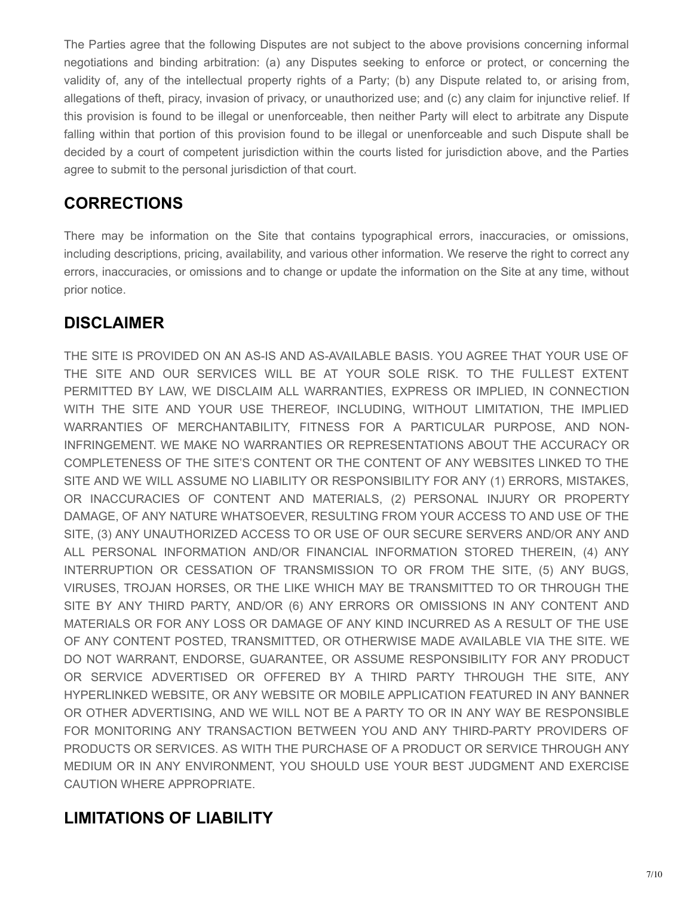The Parties agree that the following Disputes are not subject to the above provisions concerning informal negotiations and binding arbitration: (a) any Disputes seeking to enforce or protect, or concerning the validity of, any of the intellectual property rights of a Party; (b) any Dispute related to, or arising from, allegations of theft, piracy, invasion of privacy, or unauthorized use; and (c) any claim for injunctive relief. If this provision is found to be illegal or unenforceable, then neither Party will elect to arbitrate any Dispute falling within that portion of this provision found to be illegal or unenforceable and such Dispute shall be decided by a court of competent jurisdiction within the courts listed for jurisdiction above, and the Parties agree to submit to the personal jurisdiction of that court.

## CORRECTIONS

There may be information on the Site that contains typographical errors, inaccuracies, or omissions, including descriptions, pricing, availability, and various other information. We reserve the right to correct any errors, inaccuracies, or omissions and to change or update the information on the Site at any time, without prior notice.

## DISCLAIMER

THE SITE IS PROVIDED ON AN AS-IS AND AS-AVAILABLE BASIS. YOU AGREE THAT YOUR USE OF THE SITE AND OUR SERVICES WILL BE AT YOUR SOLE RISK. TO THE FULLEST EXTENT PERMITTED BY LAW, WE DISCLAIM ALL WARRANTIES, EXPRESS OR IMPLIED, IN CONNECTION WITH THE SITE AND YOUR USE THEREOF, INCLUDING, WITHOUT LIMITATION, THE IMPLIED WARRANTIES OF MERCHANTABILITY, FITNESS FOR A PARTICULAR PURPOSE, AND NON-INFRINGEMENT. WE MAKE NO WARRANTIES OR REPRESENTATIONS ABOUT THE ACCURACY OR COMPLETENESS OF THE SITE'S CONTENT OR THE CONTENT OF ANY WEBSITES LINKED TO THE SITE AND WE WILL ASSUME NO LIABILITY OR RESPONSIBILITY FOR ANY (1) ERRORS, MISTAKES, OR INACCURACIES OF CONTENT AND MATERIALS, (2) PERSONAL INJURY OR PROPERTY DAMAGE, OF ANY NATURE WHATSOEVER, RESULTING FROM YOUR ACCESS TO AND USE OF THE SITE, (3) ANY UNAUTHORIZED ACCESS TO OR USE OF OUR SECURE SERVERS AND/OR ANY AND ALL PERSONAL INFORMATION AND/OR FINANCIAL INFORMATION STORED THEREIN, (4) ANY INTERRUPTION OR CESSATION OF TRANSMISSION TO OR FROM THE SITE, (5) ANY BUGS, VIRUSES, TROJAN HORSES, OR THE LIKE WHICH MAY BE TRANSMITTED TO OR THROUGH THE SITE BY ANY THIRD PARTY, AND/OR (6) ANY ERRORS OR OMISSIONS IN ANY CONTENT AND MATERIALS OR FOR ANY LOSS OR DAMAGE OF ANY KIND INCURRED AS A RESULT OF THE USE OF ANY CONTENT POSTED, TRANSMITTED, OR OTHERWISE MADE AVAILABLE VIA THE SITE. WE DO NOT WARRANT, ENDORSE, GUARANTEE, OR ASSUME RESPONSIBILITY FOR ANY PRODUCT OR SERVICE ADVERTISED OR OFFERED BY A THIRD PARTY THROUGH THE SITE, ANY HYPERLINKED WEBSITE, OR ANY WEBSITE OR MOBILE APPLICATION FEATURED IN ANY BANNER OR OTHER ADVERTISING, AND WE WILL NOT BE A PARTY TO OR IN ANY WAY BE RESPONSIBLE FOR MONITORING ANY TRANSACTION BETWEEN YOU AND ANY THIRD-PARTY PROVIDERS OF PRODUCTS OR SERVICES. AS WITH THE PURCHASE OF A PRODUCT OR SERVICE THROUGH ANY MEDIUM OR IN ANY ENVIRONMENT, YOU SHOULD USE YOUR BEST JUDGMENT AND EXERCISE CAUTION WHERE APPROPRIATE.

## LIMITATIONS OF LIABILITY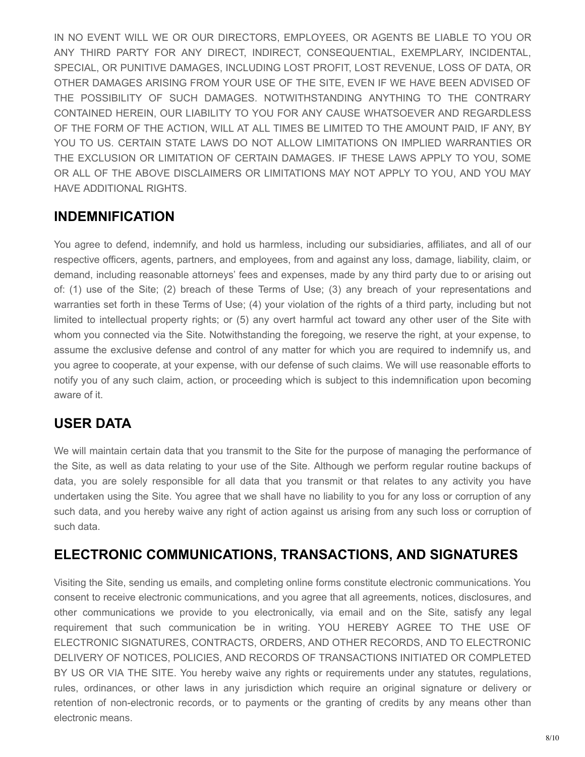IN NO EVENT WILL WE OR OUR DIRECTORS, EMPLOYEES, OR AGENTS BE LIABLE TO YOU OR ANY THIRD PARTY FOR ANY DIRECT, INDIRECT, CONSEQUENTIAL, EXEMPLARY, INCIDENTAL, SPECIAL, OR PUNITIVE DAMAGES, INCLUDING LOST PROFIT, LOST REVENUE, LOSS OF DATA, OR OTHER DAMAGES ARISING FROM YOUR USE OF THE SITE, EVEN IF WE HAVE BEEN ADVISED OF THE POSSIBILITY OF SUCH DAMAGES. NOTWITHSTANDING ANYTHING TO THE CONTRARY CONTAINED HEREIN, OUR LIABILITY TO YOU FOR ANY CAUSE WHATSOEVER AND REGARDLESS OF THE FORM OF THE ACTION, WILL AT ALL TIMES BE LIMITED TO THE AMOUNT PAID, IF ANY, BY YOU TO US. CERTAIN STATE LAWS DO NOT ALLOW LIMITATIONS ON IMPLIED WARRANTIES OR THE EXCLUSION OR LIMITATION OF CERTAIN DAMAGES. IF THESE LAWS APPLY TO YOU, SOME OR ALL OF THE ABOVE DISCLAIMERS OR LIMITATIONS MAY NOT APPLY TO YOU, AND YOU MAY HAVE ADDITIONAL RIGHTS.

## INDEMNIFICATION

You agree to defend, indemnify, and hold us harmless, including our subsidiaries, affiliates, and all of our respective officers, agents, partners, and employees, from and against any loss, damage, liability, claim, or demand, including reasonable attorneys' fees and expenses, made by any third party due to or arising out of: (1) use of the Site; (2) breach of these Terms of Use; (3) any breach of your representations and warranties set forth in these Terms of Use; (4) your violation of the rights of a third party, including but not limited to intellectual property rights; or (5) any overt harmful act toward any other user of the Site with whom you connected via the Site. Notwithstanding the foregoing, we reserve the right, at your expense, to assume the exclusive defense and control of any matter for which you are required to indemnify us, and you agree to cooperate, at your expense, with our defense of such claims. We will use reasonable efforts to notify you of any such claim, action, or proceeding which is subject to this indemnification upon becoming aware of it.

## USER DATA

We will maintain certain data that you transmit to the Site for the purpose of managing the performance of the Site, as well as data relating to your use of the Site. Although we perform regular routine backups of data, you are solely responsible for all data that you transmit or that relates to any activity you have undertaken using the Site. You agree that we shall have no liability to you for any loss or corruption of any such data, and you hereby waive any right of action against us arising from any such loss or corruption of such data.

## ELECTRONIC COMMUNICATIONS, TRANSACTIONS, AND SIGNATURES

Visiting the Site, sending us emails, and completing online forms constitute electronic communications. You consent to receive electronic communications, and you agree that all agreements, notices, disclosures, and other communications we provide to you electronically, via email and on the Site, satisfy any legal requirement that such communication be in writing. YOU HEREBY AGREE TO THE USE OF ELECTRONIC SIGNATURES, CONTRACTS, ORDERS, AND OTHER RECORDS, AND TO ELECTRONIC DELIVERY OF NOTICES, POLICIES, AND RECORDS OF TRANSACTIONS INITIATED OR COMPLETED BY US OR VIA THE SITE. You hereby waive any rights or requirements under any statutes, regulations, rules, ordinances, or other laws in any jurisdiction which require an original signature or delivery or retention of non-electronic records, or to payments or the granting of credits by any means other than electronic means.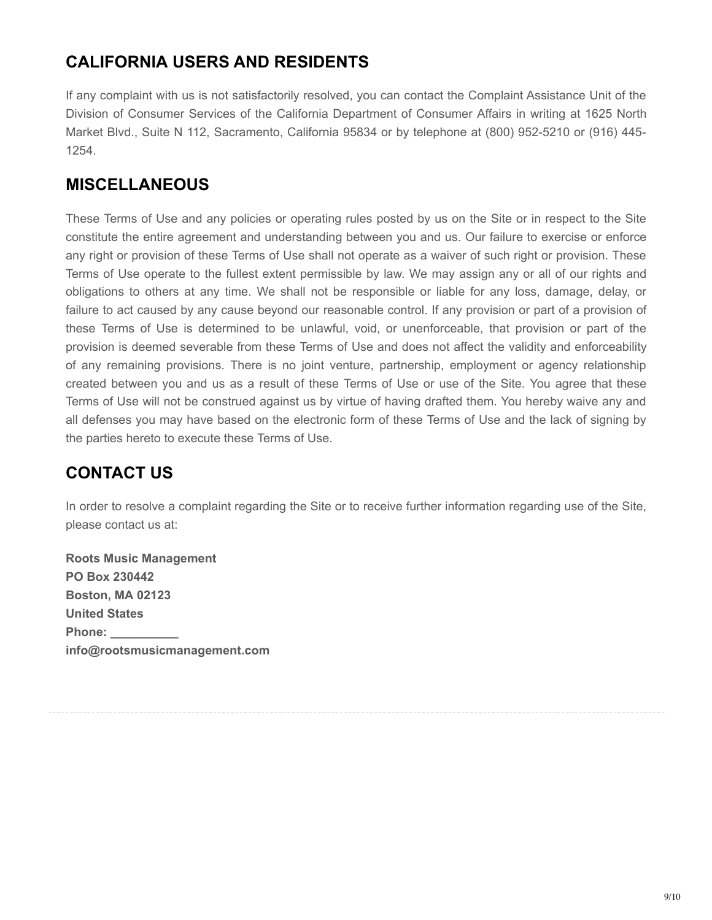## CALIFORNIA USERS AND RESIDENTS

If any complaint with us is not satisfactorily resolved, you can contact the Complaint Assistance Unit of the Division of Consumer Services of the California Department of Consumer Affairs in writing at 1625 North Market Blvd., Suite N 112, Sacramento, California 95834 or by telephone at (800) 952-5210 or (916) 445-1254.

## MISCELLANEOUS

These Terms of Use and any policies or operating rules posted by us on the Site or in respect to the Site constitute the entire agreement and understanding between you and us. Our failure to exercise or enforce any right or provision of these Terms of Use shall not operate as a waiver of such right or provision. These Terms of Use operate to the fullest extent permissible by law. We may assign any or all of our rights and obligations to others at any time. We shall not be responsible or liable for any loss, damage, delay, or failure to act caused by any cause beyond our reasonable control. If any provision or part of a provision of these Terms of Use is determined to be unlawful, void, or unenforceable, that provision or part of the provision is deemed severable from these Terms of Use and does not affect the validity and enforceability of any remaining provisions. There is no joint venture, partnership, employment or agency relationship created between you and us as a result of these Terms of Use or use of the Site. You agree that these Terms of Use will not be construed against us by virtue of having drafted them. You hereby waive any and all defenses you may have based on the electronic form of these Terms of Use and the lack of signing by the parties hereto to execute these Terms of Use.

## CONTACT US

In order to resolve a complaint regarding the Site or to receive further information regarding use of the Site, please contact us at:

**Roots Music Management**
**PO Box 230442**
**Boston, MA 02123**
**United States**
**Phone: __________**
**info@rootsmusicmanagement.com**